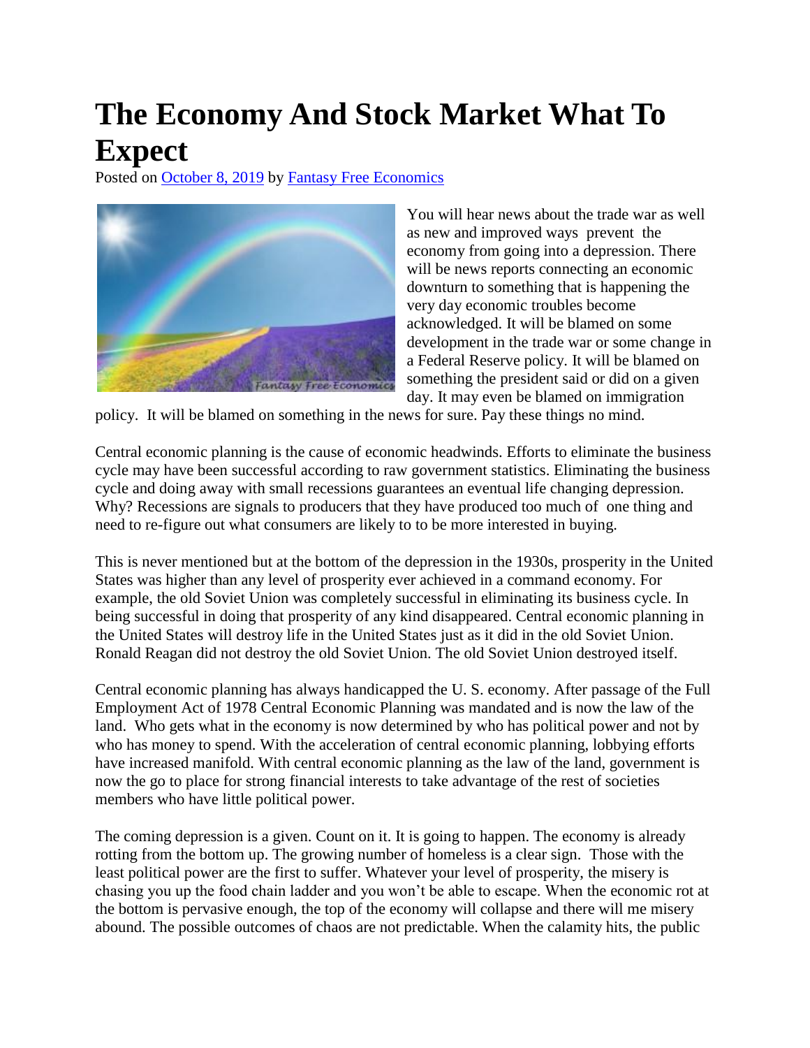# The Economy And Stock Market What To Expect

Posted on October 8, 2019 by Fantasy Free Economics

You will hear news about the trade war as well as new and improved ways prevent the economy from going into a depression. There will be news reports connecting an economic downturn to something that is happening the very day economic troubles become acknowledged. It will be blamed on some development in the trade war or some change in a Federal Reserve policy. It will be blamed on something the president said or did on a given day. It may even be blamed on immigration policy. It will be blamed on something in the news for sure. Pay these things no mind.

Central economic planning is the cause of economic headwinds. Efforts to eliminate the business cycle may have been successful according to raw government statistics. Eliminating the business cycle and doing away with small recessions guarantees an eventual life changing depression. Why? Recessions are signals to producers that they have produced too much of one thing and need to re-figure out what consumers are likely to to be more interested in buying.

This is never mentioned but at the bottom of the depression in the 1930s, prosperity in the United States was higher than any level of prosperity ever achieved in a command economy. For example, the old Soviet Union was completely successful in eliminating its business cycle. In being successful in doing that prosperity of any kind disappeared. Central economic planning in the United States will destroy life in the United States just as it did in the old Soviet Union. Ronald Reagan did not destroy the old Soviet Union. The old Soviet Union destroyed itself.

Central economic planning has always handicapped the U. S. economy. After passage of the Full Employment Act of 1978 Central Economic Planning was mandated and is now the law of the land. Who gets what in the economy is now determined by who has political power and not by who has money to spend. With the acceleration of central economic planning, lobbying efforts have increased manifold. With central economic planning as the law of the land, government is now the go to place for strong financial interests to take advantage of the rest of societies members who have little political power.

The coming depression is a given. Count on it. It is going to happen. The economy is already rotting from the bottom up. The growing number of homeless is a clear sign. Those with the least political power are the first to suffer. Whatever your level of prosperity, the misery is chasing you up the food chain ladder and you won't be able to escape. When the economic rot at the bottom is pervasive enough, the top of the economy will collapse and there will me misery abound. The possible outcomes of chaos are not predictable. When the calamity hits, the public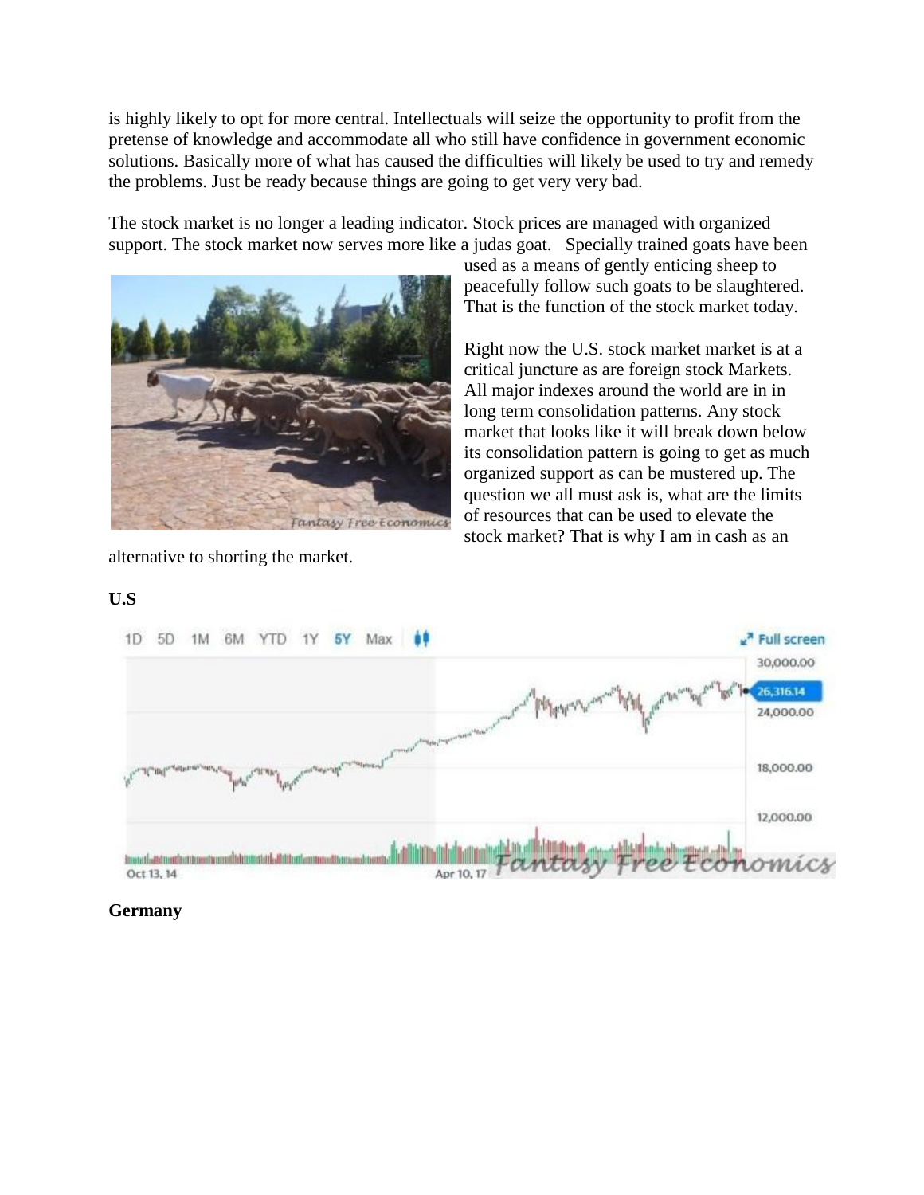is highly likely to opt for more central. Intellectuals will seize the opportunity to profit from the pretense of knowledge and accommodate all who still have confidence in government economic solutions. Basically more of what has caused the difficulties will likely be used to try and remedy the problems. Just be ready because things are going to get very very bad.

The stock market is no longer a leading indicator. Stock prices are managed with organized support. The stock market now serves more like a judas goat. Specially trained goats have been used as a means of gently enticing sheep to peacefully follow such goats to be slaughtered. That is the function of the stock market today.

Right now the U.S. stock market market is at a critical juncture as are foreign stock Markets. All major indexes around the world are in in long term consolidation patterns. Any stock market that looks like it will break down below its consolidation pattern is going to get as much organized support as can be mustered up. The question we all must ask is, what are the limits of resources that can be used to elevate the stock market? That is why I am in cash as an alternative to shorting the market.

**U.S**

**Germany**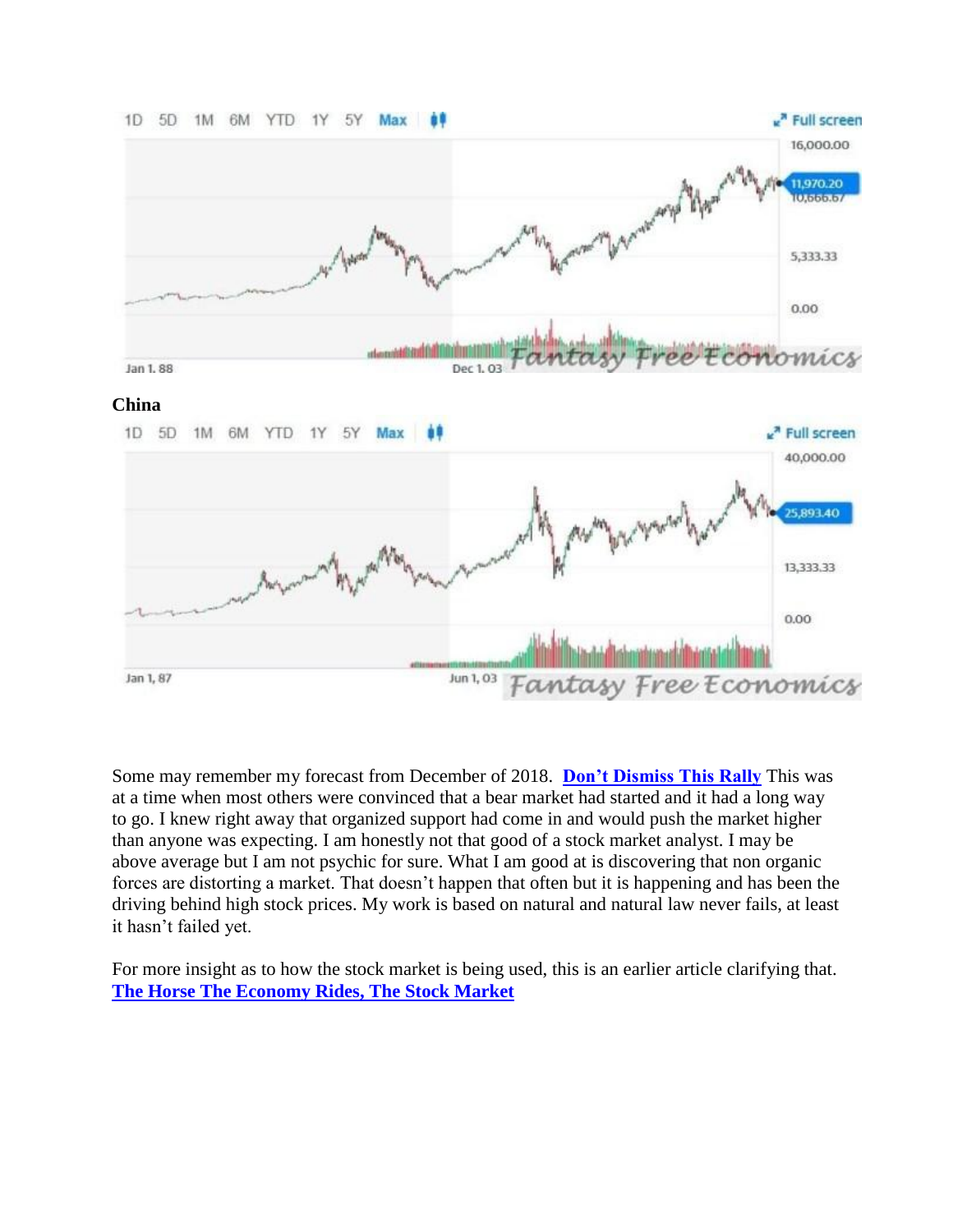1D 5D 1M 6M YTD 1Y 5Y Max

Full screen

16,000.00

11,970.20

10,666.67

5,333.33

0.00

Jan 1, 88

Dec 1, 03

Fantasy Free Economics

**China**

1D 5D 1M 6M YTD 1Y 5Y Max

Full screen

40,000.00

25,893.40

13,333.33

0.00

Jan 1, 87

Jun 1, 03

Fantasy Free Economics

Some may remember my forecast from December of 2018. **[Don't Dismiss This Rally]** This was at a time when most others were convinced that a bear market had started and it had a long way to go. I knew right away that organized support had come in and would push the market higher than anyone was expecting. I am honestly not that good of a stock market analyst. I may be above average but I am not psychic for sure. What I am good at is discovering that non organic forces are distorting a market. That doesn't happen that often but it is happening and has been the driving behind high stock prices. My work is based on natural and natural law never fails, at least it hasn't failed yet.

For more insight as to how the stock market is being used, this is an earlier article clarifying that. **[The Horse The Economy Rides, The Stock Market]**